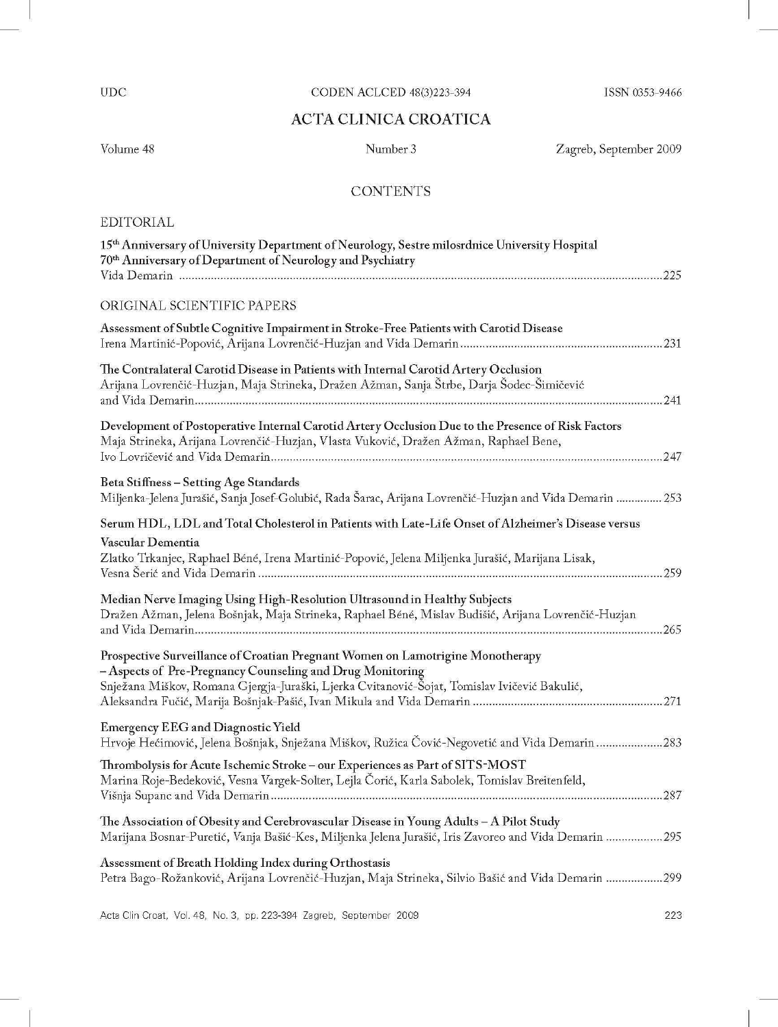UDC CODEN ACLCED 48(3)223-394 ISSN 0353-9466

# ACTA CLINICA CROATICA

Volume 48 Number 3 Zagreb, September 2009

## CONTENTS

### EDITORIAL

**15th Anniversary of University Department of Neurology, Sestre milosrdnice University Hospital**
**70th Anniversary of Department of Neurology and Psychiatry**
Vida Demarin ............ 225

### ORIGINAL SCIENTIFIC PAPERS

**Assessment of Subtle Cognitive Impairment in Stroke-Free Patients with Carotid Disease**
Irena Martinić-Popović, Arijana Lovrenčić-Huzjan and Vida Demarin ............ 231

**The Contralateral Carotid Disease in Patients with Internal Carotid Artery Occlusion**
Arijana Lovrenčić-Huzjan, Maja Strineka, Dražen Ažman, Sanja Štrbe, Darja Šodec-Šimičević and Vida Demarin ............ 241

**Development of Postoperative Internal Carotid Artery Occlusion Due to the Presence of Risk Factors**
Maja Strineka, Arijana Lovrenčić-Huzjan, Vlasta Vuković, Dražen Ažman, Raphael Bene, Ivo Lovričević and Vida Demarin ............ 247

**Beta Stiffness – Setting Age Standards**
Miljenka-Jelena Jurašić, Sanja Josef-Golubić, Rada Šarac, Arijana Lovrenčić-Huzjan and Vida Demarin ............ 253

**Serum HDL, LDL and Total Cholesterol in Patients with Late-Life Onset of Alzheimer's Disease versus Vascular Dementia**
Zlatko Trkanjec, Raphael Béné, Irena Martinić-Popović, Jelena Miljenka Jurašić, Marijana Lisak, Vesna Šerić and Vida Demarin ............ 259

**Median Nerve Imaging Using High-Resolution Ultrasound in Healthy Subjects**
Dražen Ažman, Jelena Bošnjak, Maja Strineka, Raphael Béné, Mislav Budišić, Arijana Lovrenčić-Huzjan and Vida Demarin ............ 265

**Prospective Surveillance of Croatian Pregnant Women on Lamotrigine Monotherapy – Aspects of Pre-Pregnancy Counseling and Drug Monitoring**
Snježana Miškov, Romana Gjergja-Juraški, Ljerka Cvitanović-Šojat, Tomislav Ivičević Bakulić, Aleksandra Fučić, Marija Bošnjak-Pašić, Ivan Mikula and Vida Demarin ............ 271

**Emergency EEG and Diagnostic Yield**
Hrvoje Hećimović, Jelena Bošnjak, Snježana Miškov, Ružica Čović-Negovetić and Vida Demarin ............ 283

**Thrombolysis for Acute Ischemic Stroke – our Experiences as Part of SITS-MOST**
Marina Roje-Bedeković, Vesna Vargek-Solter, Lejla Čorić, Karla Sabolek, Tomislav Breitenfeld, Višnja Supanc and Vida Demarin ............ 287

**The Association of Obesity and Cerebrovascular Disease in Young Adults – A Pilot Study**
Marijana Bosnar-Puretić, Vanja Bašić-Kes, Miljenka Jelena Jurašić, Iris Zavoreo and Vida Demarin ............ 295

**Assessment of Breath Holding Index during Orthostasis**
Petra Bago-Rožanković, Arijana Lovrenčić-Huzjan, Maja Strineka, Silvio Bašić and Vida Demarin ............ 299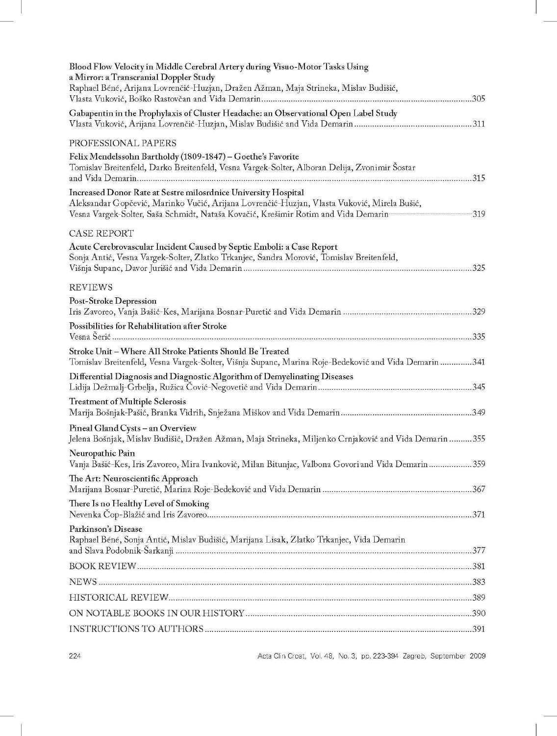**Blood Flow Velocity in Middle Cerebral Artery during Visuo-Motor Tasks Using a Mirror: a Transcranial Doppler Study**
Raphael Béné, Arijana Lovrenčić-Huzjan, Dražen Ažman, Maja Strineka, Mislav Budišić, Vlasta Vuković, Boško Rastovčan and Vida Demarin ........ 305

**Gabapentin in the Prophylaxis of Cluster Headache: an Observational Open Label Study**
Vlasta Vuković, Arijana Lovrenčić-Huzjan, Mislav Budišić and Vida Demarin ........ 311

## PROFESSIONAL PAPERS

**Felix Mendelssohn Bartholdy (1809-1847) – Goethe's Favorite**
Tomislav Breitenfeld, Darko Breitenfeld, Vesna Vargek-Solter, Alboran Delija, Zvonimir Šostar and Vida Demarin ........ 315

**Increased Donor Rate at Sestre milosrdnice University Hospital**
Aleksandar Gopčević, Marinko Vučić, Arijana Lovrenčić-Huzjan, Vlasta Vuković, Mirela Bušić, Vesna Vargek-Solter, Saša Schmidt, Nataša Kovačić, Krešimir Rotim and Vida Demarin ........ 319

## CASE REPORT

**Acute Cerebrovascular Incident Caused by Septic Emboli: a Case Report**
Sonja Antić, Vesna Vargek-Solter, Zlatko Trkanjec, Sandra Morović, Tomislav Breitenfeld, Višnja Supanc, Davor Jurišić and Vida Demarin ........ 325

## REVIEWS

**Post-Stroke Depression**
Iris Zavoreo, Vanja Bašić-Kes, Marijana Bosnar-Puretić and Vida Demarin ........ 329

**Possibilities for Rehabilitation after Stroke**
Vesna Šerić ........ 335

**Stroke Unit – Where All Stroke Patients Should Be Treated**
Tomislav Breitenfeld, Vesna Vargek-Solter, Višnja Supanc, Marina Roje-Bedeković and Vida Demarin ........ 341

**Differential Diagnosis and Diagnostic Algorithm of Demyelinating Diseases**
Lidija Dežmalj-Grbelja, Ružica Čović-Negovetić and Vida Demarin ........ 345

**Treatment of Multiple Sclerosis**
Marija Bošnjak-Pašić, Branka Vidrih, Snježana Miškov and Vida Demarin ........ 349

**Pineal Gland Cysts – an Overview**
Jelena Bošnjak, Mislav Budišić, Dražen Ažman, Maja Strineka, Miljenko Crnjaković and Vida Demarin ........ 355

**Neuropathic Pain**
Vanja Bašić-Kes, Iris Zavoreo, Mira Ivanković, Milan Bitunjac, Valbona Govori and Vida Demarin ........ 359

**The Art: Neuroscientific Approach**
Marijana Bosnar-Puretić, Marina Roje-Bedeković and Vida Demarin ........ 367

**There Is no Healthy Level of Smoking**
Nevenka Čop-Blažić and Iris Zavoreo ........ 371

**Parkinson's Disease**
Raphael Béné, Sonja Antić, Mislav Budišić, Marijana Lisak, Zlatko Trkanjec, Vida Demarin and Slava Podobnik-Šarkanji ........ 377

BOOK REVIEW ........ 381

NEWS ........ 383

HISTORICAL REVIEW ........ 389

ON NOTABLE BOOKS IN OUR HISTORY ........ 390

INSTRUCTIONS TO AUTHORS ........ 391